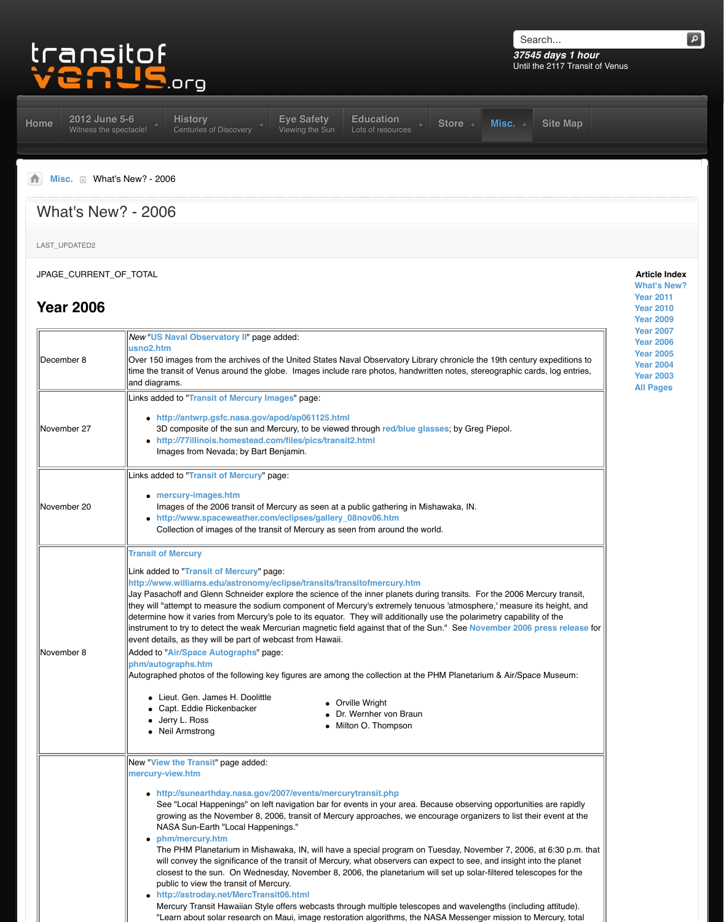transitof venus.org

Search...

**37545 days 1 hour**
Until the 2117 Transit of Venus

Home | 2012 June 5-6 Witness the spectacle! | History Centuries of Discovery | Eye Safety Viewing the Sun | Education Lots of resources | Store | Misc. | Site Map

Misc. » What's New? - 2006

# What's New? - 2006

LAST_UPDATED2

JPAGE_CURRENT_OF_TOTAL

**Article Index**
What's New?
Year 2011
Year 2010
Year 2009
Year 2007
Year 2006
Year 2005
Year 2004
Year 2003
All Pages

## Year 2006

| | |
|---|---|
| December 8 | *New* "US Naval Observatory II" page added:<br>usno2.htm<br>Over 150 images from the archives of the United States Naval Observatory Library chronicle the 19th century expeditions to time the transit of Venus around the globe. Images include rare photos, handwritten notes, stereographic cards, log entries, and diagrams. |
| November 27 | Links added to "Transit of Mercury Images" page:<br>• http://antwrp.gsfc.nasa.gov/apod/ap061125.html<br>3D composite of the sun and Mercury, to be viewed through red/blue glasses; by Greg Piepol.<br>• http://77illinois.homestead.com/files/pics/transit2.html<br>Images from Nevada; by Bart Benjamin. |
| November 20 | Links added to "Transit of Mercury" page:<br>• mercury-images.htm<br>Images of the 2006 transit of Mercury as seen at a public gathering in Mishawaka, IN.<br>• http://www.spaceweather.com/eclipses/gallery_08nov06.htm<br>Collection of images of the transit of Mercury as seen from around the world. |
| November 8 | Transit of Mercury<br>Link added to "Transit of Mercury" page:<br>http://www.williams.edu/astronomy/eclipse/transits/transitofmercury.htm<br>Jay Pasachoff and Glenn Schneider explore the science of the inner planets during transits. For the 2006 Mercury transit, they will "attempt to measure the sodium component of Mercury's extremely tenuous 'atmosphere,' measure its height, and determine how it varies from Mercury's pole to its equator. They will additionally use the polarimetry capability of the instrument to try to detect the weak Mercurian magnetic field against that of the Sun." See November 2006 press release for event details, as they will be part of webcast from Hawaii.<br>Added to "Air/Space Autographs" page:<br>phm/autographs.htm<br>Autographed photos of the following key figures are among the collection at the PHM Planetarium & Air/Space Museum:<br>• Lieut. Gen. James H. Doolittle<br>• Capt. Eddie Rickenbacker<br>• Jerry L. Ross<br>• Neil Armstrong<br>• Orville Wright<br>• Dr. Wernher von Braun<br>• Milton O. Thompson |
| | New "View the Transit" page added:<br>mercury-view.htm<br>• http://sunearthday.nasa.gov/2007/events/mercurytransit.php<br>See "Local Happenings" on left navigation bar for events in your area. Because observing opportunities are rapidly growing as the November 8, 2006, transit of Mercury approaches, we encourage organizers to list their event at the NASA Sun-Earth "Local Happenings."<br>• phm/mercury.htm<br>The PHM Planetarium in Mishawaka, IN, will have a special program on Tuesday, November 7, 2006, at 6:30 p.m. that will convey the significance of the transit of Mercury, what observers can expect to see, and insight into the planet closest to the sun. On Wednesday, November 8, 2006, the planetarium will set up solar-filtered telescopes for the public to view the transit of Mercury.<br>• http://astroday.net/MercTransit06.html<br>Mercury Transit Hawaiian Style offers webcasts through multiple telescopes and wavelengths (including attitude). "Learn about solar research on Maui, image restoration algorithms, the NASA Messenger mission to Mercury, total |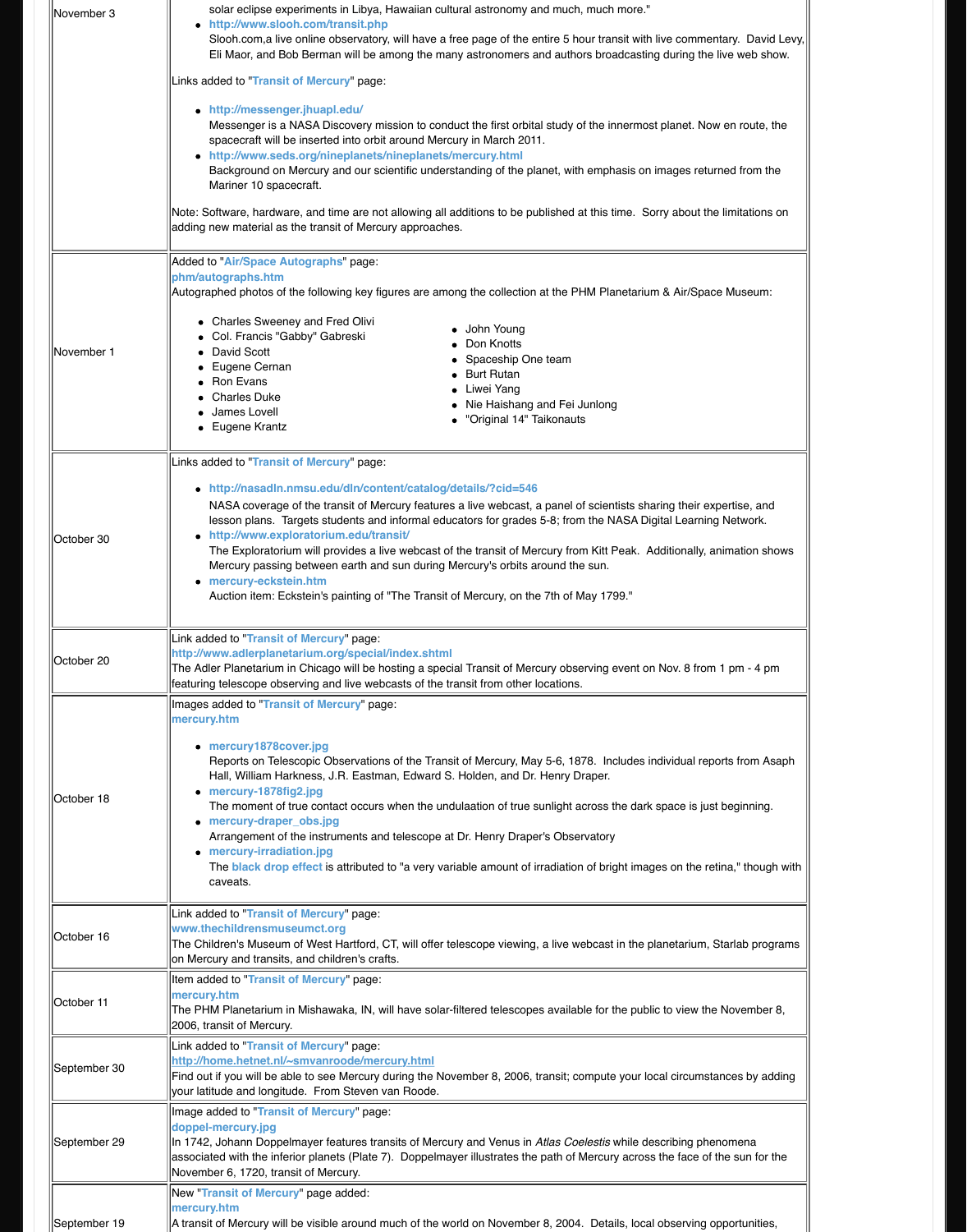| | |
|---|---|
| November 3 | solar eclipse experiments in Libya, Hawaiian cultural astronomy and much, much more."<br>• **http://www.slooh.com/transit.php**<br>Slooh.com,a live online observatory, will have a free page of the entire 5 hour transit with live commentary. David Levy, Eli Maor, and Bob Berman will be among the many astronomers and authors broadcasting during the live web show.<br><br>Links added to "**Transit of Mercury**" page:<br><br>• **http://messenger.jhuapl.edu/**<br>Messenger is a NASA Discovery mission to conduct the first orbital study of the innermost planet. Now en route, the spacecraft will be inserted into orbit around Mercury in March 2011.<br>• **http://www.seds.org/nineplanets/nineplanets/mercury.html**<br>Background on Mercury and our scientific understanding of the planet, with emphasis on images returned from the Mariner 10 spacecraft.<br><br>Note: Software, hardware, and time are not allowing all additions to be published at this time. Sorry about the limitations on adding new material as the transit of Mercury approaches. |
| November 1 | Added to "**Air/Space Autographs**" page:<br>**phm/autographs.htm**<br>Autographed photos of the following key figures are among the collection at the PHM Planetarium & Air/Space Museum:<br><br>• Charles Sweeney and Fred Olivi<br>• Col. Francis "Gabby" Gabreski<br>• David Scott<br>• Eugene Cernan<br>• Ron Evans<br>• Charles Duke<br>• James Lovell<br>• Eugene Krantz<br>• John Young<br>• Don Knotts<br>• Spaceship One team<br>• Burt Rutan<br>• Liwei Yang<br>• Nie Haishang and Fei Junlong<br>• "Original 14" Taikonauts |
| October 30 | Links added to "**Transit of Mercury**" page:<br><br>• **http://nasadln.nmsu.edu/dln/content/catalog/details/?cid=546**<br>NASA coverage of the transit of Mercury features a live webcast, a panel of scientists sharing their expertise, and lesson plans. Targets students and informal educators for grades 5-8; from the NASA Digital Learning Network.<br>• **http://www.exploratorium.edu/transit/**<br>The Exploratorium will provides a live webcast of the transit of Mercury from Kitt Peak. Additionally, animation shows Mercury passing between earth and sun during Mercury's orbits around the sun.<br>• **mercury-eckstein.htm**<br>Auction item: Eckstein's painting of "The Transit of Mercury, on the 7th of May 1799." |
| October 20 | Link added to "**Transit of Mercury**" page:<br>**http://www.adlerplanetarium.org/special/index.shtml**<br>The Adler Planetarium in Chicago will be hosting a special Transit of Mercury observing event on Nov. 8 from 1 pm - 4 pm featuring telescope observing and live webcasts of the transit from other locations. |
| October 18 | Images added to "**Transit of Mercury**" page:<br>**mercury.htm**<br><br>• **mercury1878cover.jpg**<br>Reports on Telescopic Observations of the Transit of Mercury, May 5-6, 1878. Includes individual reports from Asaph Hall, William Harkness, J.R. Eastman, Edward S. Holden, and Dr. Henry Draper.<br>• **mercury-1878fig2.jpg**<br>The moment of true contact occurs when the undulaation of true sunlight across the dark space is just beginning.<br>• **mercury-draper_obs.jpg**<br>Arrangement of the instruments and telescope at Dr. Henry Draper's Observatory<br>• **mercury-irradiation.jpg**<br>The **black drop effect** is attributed to "a very variable amount of irradiation of bright images on the retina," though with caveats. |
| October 16 | Link added to "**Transit of Mercury**" page:<br>**www.thechildrensmuseumct.org**<br>The Children's Museum of West Hartford, CT, will offer telescope viewing, a live webcast in the planetarium, Starlab programs on Mercury and transits, and children's crafts. |
| October 11 | Item added to "**Transit of Mercury**" page:<br>**mercury.htm**<br>The PHM Planetarium in Mishawaka, IN, will have solar-filtered telescopes available for the public to view the November 8, 2006, transit of Mercury. |
| September 30 | Link added to "**Transit of Mercury**" page:<br>**http://home.hetnet.nl/~smvanroode/mercury.html**<br>Find out if you will be able to see Mercury during the November 8, 2006, transit; compute your local circumstances by adding your latitude and longitude. From Steven van Roode. |
| September 29 | Image added to "**Transit of Mercury**" page:<br>**doppel-mercury.jpg**<br>In 1742, Johann Doppelmayer features transits of Mercury and Venus in *Atlas Coelestis* while describing phenomena associated with the inferior planets (Plate 7). Doppelmayer illustrates the path of Mercury across the face of the sun for the November 6, 1720, transit of Mercury. |
| September 19 | New "**Transit of Mercury**" page added:<br>**mercury.htm**<br>A transit of Mercury will be visible around much of the world on November 8, 2004. Details, local observing opportunities, |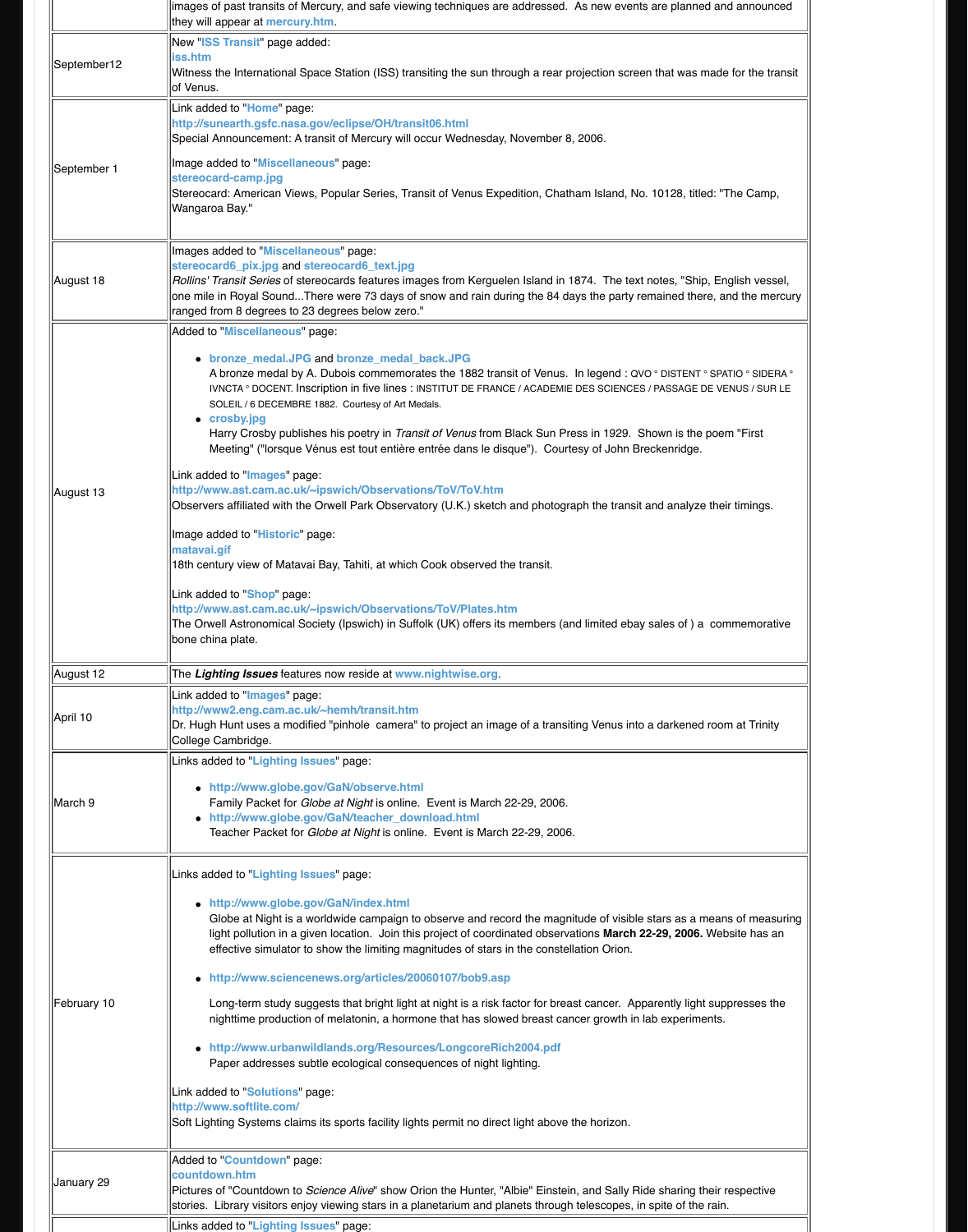| | |
|---|---|
| | images of past transits of Mercury, and safe viewing techniques are addressed. As new events are planned and announced they will appear at **mercury.htm**. |
| September12 | New "**ISS Transit**" page added: **iss.htm** Witness the International Space Station (ISS) transiting the sun through a rear projection screen that was made for the transit of Venus. |
| September 1 | Link added to "**Home**" page: **http://sunearth.gsfc.nasa.gov/eclipse/OH/transit06.html** Special Announcement: A transit of Mercury will occur Wednesday, November 8, 2006.<br><br>Image added to "**Miscellaneous**" page: **stereocard-camp.jpg** Stereocard: American Views, Popular Series, Transit of Venus Expedition, Chatham Island, No. 10128, titled: "The Camp, Wangaroa Bay." |
| August 18 | Images added to "**Miscellaneous**" page: **stereocard6_pix.jpg** and **stereocard6_text.jpg** *Rollins' Transit Series* of stereocards features images from Kerguelen Island in 1874. The text notes, "Ship, English vessel, one mile in Royal Sound...There were 73 days of snow and rain during the 84 days the party remained there, and the mercury ranged from 8 degrees to 23 degrees below zero." |
| August 13 | Added to "**Miscellaneous**" page:<br>• **bronze_medal.JPG** and **bronze_medal_back.JPG** A bronze medal by A. Dubois commemorates the 1882 transit of Venus. In legend : QVO ° DISTENT ° SPATIO ° SIDERA ° IVNCTA ° DOCENT. Inscription in five lines : INSTITUT DE FRANCE / ACADEMIE DES SCIENCES / PASSAGE DE VENUS / SUR LE SOLEIL / 6 DECEMBRE 1882. Courtesy of Art Medals.<br>• **crosby.jpg** Harry Crosby publishes his poetry in *Transit of Venus* from Black Sun Press in 1929. Shown is the poem "First Meeting" ("lorsque Vénus est tout entière entrée dans le disque"). Courtesy of John Breckenridge.<br><br>Link added to "**Images**" page: **http://www.ast.cam.ac.uk/~ipswich/Observations/ToV/ToV.htm** Observers affiliated with the Orwell Park Observatory (U.K.) sketch and photograph the transit and analyze their timings.<br><br>Image added to "**Historic**" page: **matavai.gif** 18th century view of Matavai Bay, Tahiti, at which Cook observed the transit.<br><br>Link added to "**Shop**" page: **http://www.ast.cam.ac.uk/~ipswich/Observations/ToV/Plates.htm** The Orwell Astronomical Society (Ipswich) in Suffolk (UK) offers its members (and limited ebay sales of ) a commemorative bone china plate. |
| August 12 | The ***Lighting Issues*** features now reside at **www.nightwise.org**. |
| April 10 | Link added to "**Images**" page: **http://www2.eng.cam.ac.uk/~hemh/transit.htm** Dr. Hugh Hunt uses a modified "pinhole camera" to project an image of a transiting Venus into a darkened room at Trinity College Cambridge. |
| March 9 | Links added to "**Lighting Issues**" page:<br>• **http://www.globe.gov/GaN/observe.html** Family Packet for *Globe at Night* is online. Event is March 22-29, 2006.<br>• **http://www.globe.gov/GaN/teacher_download.html** Teacher Packet for *Globe at Night* is online. Event is March 22-29, 2006. |
| February 10 | Links added to "**Lighting Issues**" page:<br>• **http://www.globe.gov/GaN/index.html** Globe at Night is a worldwide campaign to observe and record the magnitude of visible stars as a means of measuring light pollution in a given location. Join this project of coordinated observations **March 22-29, 2006.** Website has an effective simulator to show the limiting magnitudes of stars in the constellation Orion.<br>• **http://www.sciencenews.org/articles/20060107/bob9.asp** Long-term study suggests that bright light at night is a risk factor for breast cancer. Apparently light suppresses the nighttime production of melatonin, a hormone that has slowed breast cancer growth in lab experiments.<br>• **http://www.urbanwildlands.org/Resources/LongcoreRich2004.pdf** Paper addresses subtle ecological consequences of night lighting.<br><br>Link added to "**Solutions**" page: **http://www.softlite.com/** Soft Lighting Systems claims its sports facility lights permit no direct light above the horizon. |
| January 29 | Added to "**Countdown**" page: **countdown.htm** Pictures of "Countdown to *Science Alive*" show Orion the Hunter, "Albie" Einstein, and Sally Ride sharing their respective stories. Library visitors enjoy viewing stars in a planetarium and planets through telescopes, in spite of the rain. |
| | Links added to "**Lighting Issues**" page: |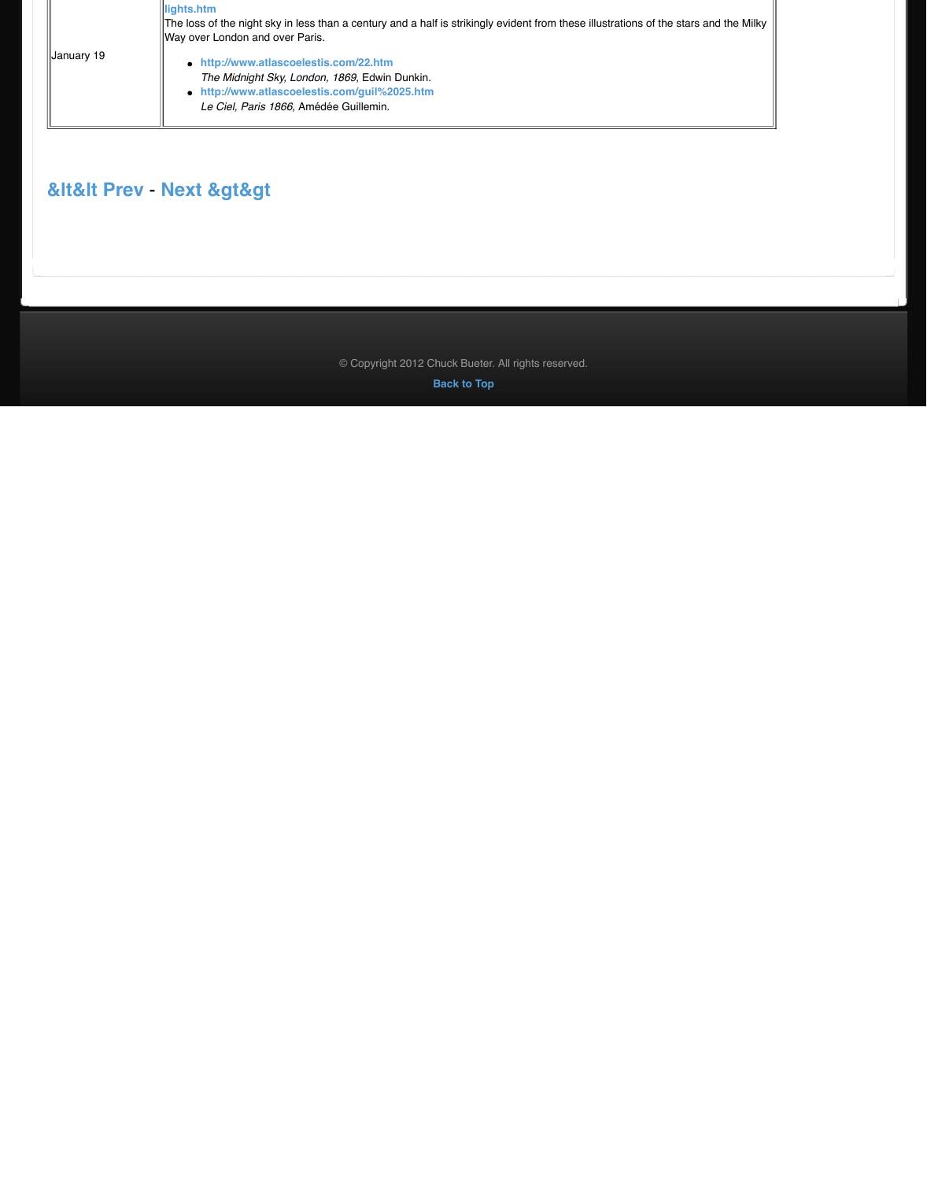| | |
|---|---|
| January 19 | lights.htm<br>The loss of the night sky in less than a century and a half is strikingly evident from these illustrations of the stars and the Milky Way over London and over Paris.<br>• http://www.atlascoelestis.com/22.htm *The Midnight Sky, London, 1869*, Edwin Dunkin.<br>• http://www.atlascoelestis.com/guil%2025.htm *Le Ciel, Paris 1866,* Amédée Guillemin. |

**&lt&lt Prev** - **Next &gt&gt**

© Copyright 2012 Chuck Bueter. All rights reserved.

Back to Top